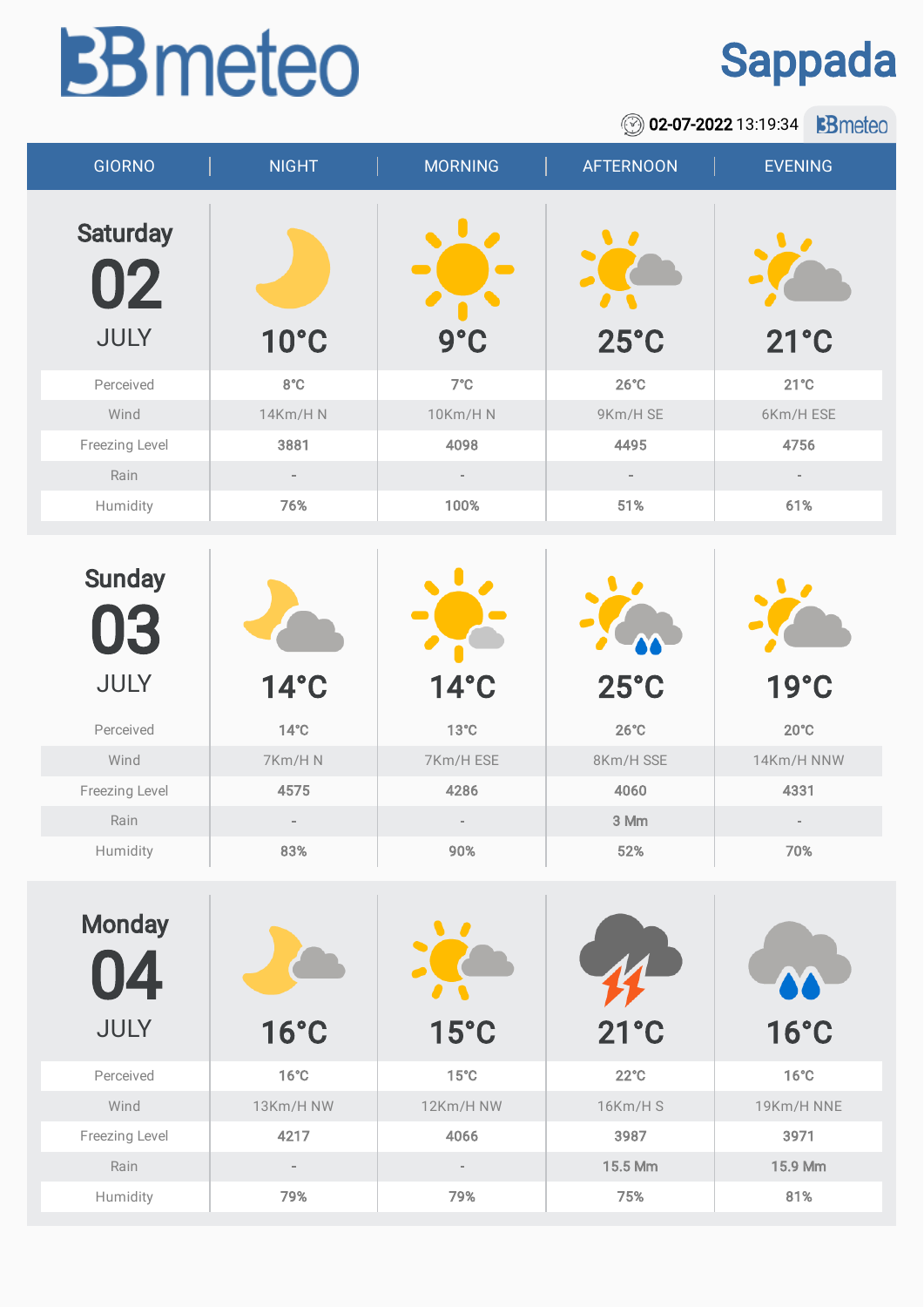# 3Bmeteo

## Sappada

02-07-2022 13:19:34

| GIORNO | NIGHT | MORNING | AFTERNOON | EVENING |
|---|---|---|---|---|
| **Saturday 02 JULY** | 10°C | 9°C | 25°C | 21°C |
| Perceived | 8°C | 7°C | 26°C | 21°C |
| Wind | 14Km/H N | 10Km/H N | 9Km/H SE | 6Km/H ESE |
| Freezing Level | 3881 | 4098 | 4495 | 4756 |
| Rain | - | - | - | - |
| Humidity | 76% | 100% | 51% | 61% |
| **Sunday 03 JULY** | 14°C | 14°C | 25°C | 19°C |
| Perceived | 14°C | 13°C | 26°C | 20°C |
| Wind | 7Km/H N | 7Km/H ESE | 8Km/H SSE | 14Km/H NNW |
| Freezing Level | 4575 | 4286 | 4060 | 4331 |
| Rain | - | - | 3 Mm | - |
| Humidity | 83% | 90% | 52% | 70% |
| **Monday 04 JULY** | 16°C | 15°C | 21°C | 16°C |
| Perceived | 16°C | 15°C | 22°C | 16°C |
| Wind | 13Km/H NW | 12Km/H NW | 16Km/H S | 19Km/H NNE |
| Freezing Level | 4217 | 4066 | 3987 | 3971 |
| Rain | - | - | 15.5 Mm | 15.9 Mm |
| Humidity | 79% | 79% | 75% | 81% |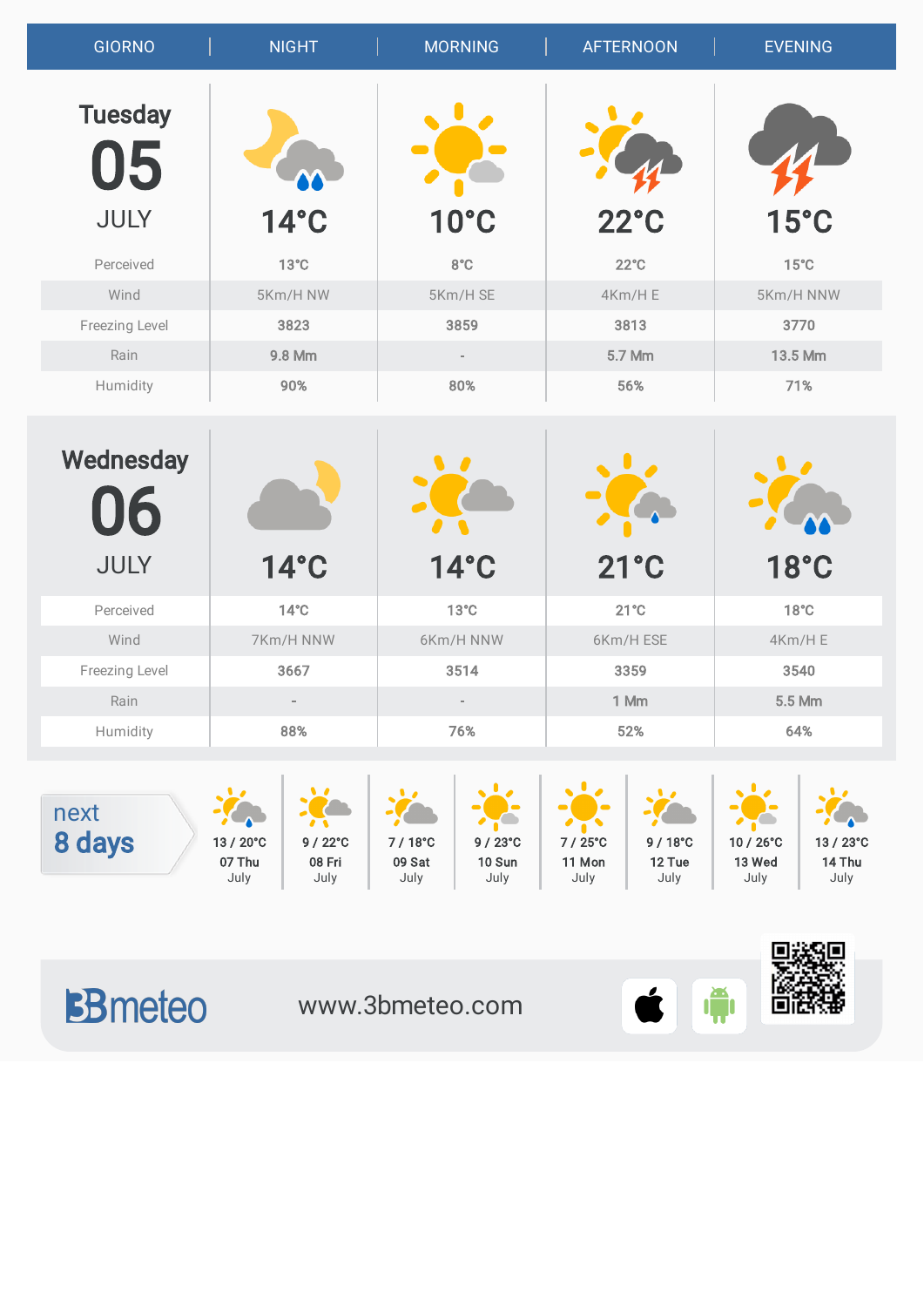| GIORNO | NIGHT | MORNING | AFTERNOON | EVENING |
|---|---|---|---|---|
| **Tuesday 05 JULY** | **14°C** | **10°C** | **22°C** | **15°C** |
| Perceived | 13°C | 8°C | 22°C | 15°C |
| Wind | 5Km/H NW | 5Km/H SE | 4Km/H E | 5Km/H NNW |
| Freezing Level | 3823 | 3859 | 3813 | 3770 |
| Rain | 9.8 Mm | - | 5.7 Mm | 13.5 Mm |
| Humidity | 90% | 80% | 56% | 71% |

| GIORNO | NIGHT | MORNING | AFTERNOON | EVENING |
|---|---|---|---|---|
| **Wednesday 06 JULY** | **14°C** | **14°C** | **21°C** | **18°C** |
| Perceived | 14°C | 13°C | 21°C | 18°C |
| Wind | 7Km/H NNW | 6Km/H NNW | 6Km/H ESE | 4Km/H E |
| Freezing Level | 3667 | 3514 | 3359 | 3540 |
| Rain | - | - | 1 Mm | 5.5 Mm |
| Humidity | 88% | 76% | 52% | 64% |

**next 8 days**

| | | | | | | | |
|---|---|---|---|---|---|---|---|
| 13 / 20°C | 9 / 22°C | 7 / 18°C | 9 / 23°C | 7 / 25°C | 9 / 18°C | 10 / 26°C | 13 / 23°C |
| 07 Thu | 08 Fri | 09 Sat | 10 Sun | 11 Mon | 12 Tue | 13 Wed | 14 Thu |
| July | July | July | July | July | July | July | July |

3Bmeteo

www.3bmeteo.com